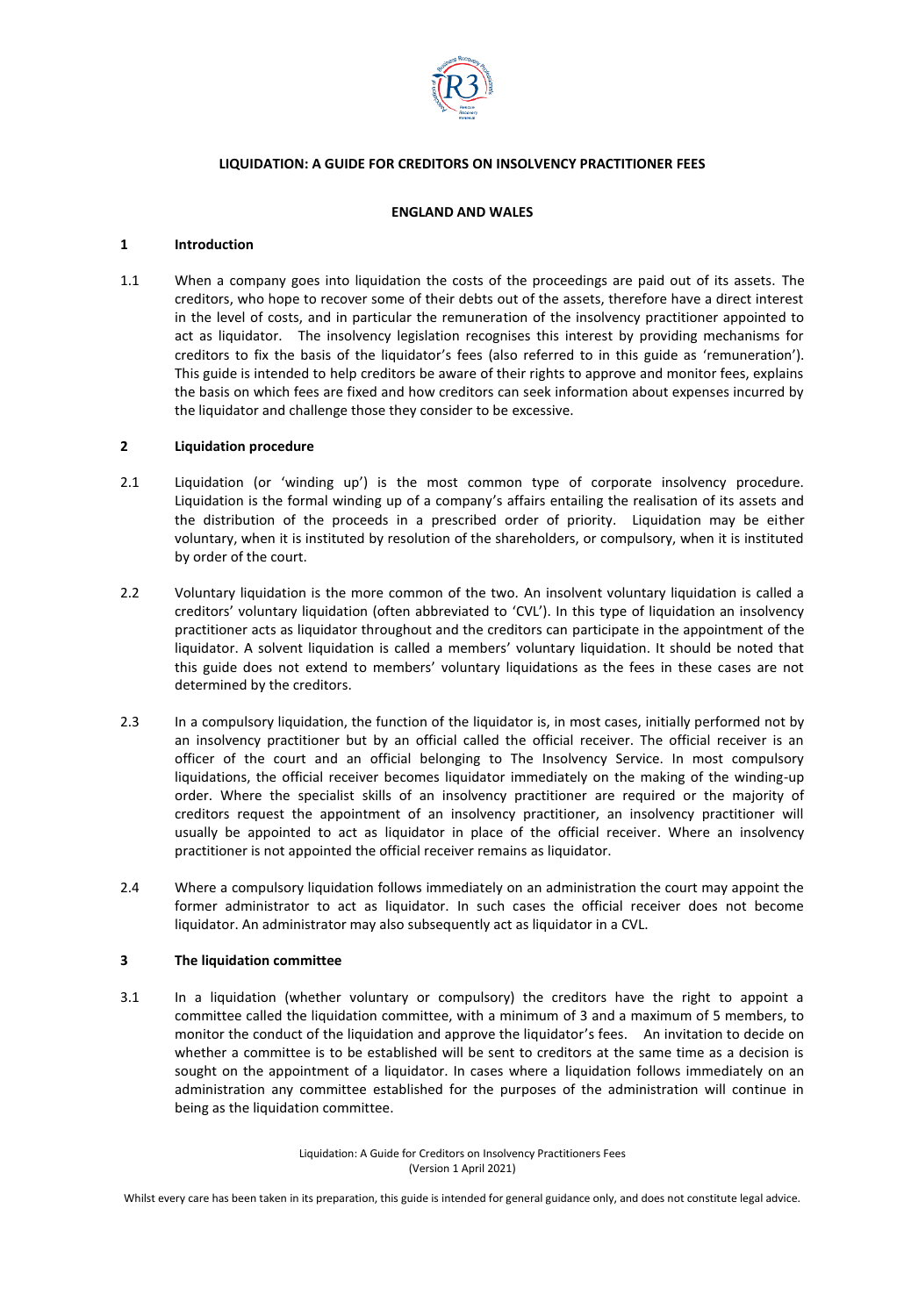# LIQUIDATION: A GUIDE FOR CREDITORS ON INSOLVENCY PRACTITIONER FEES

**ENGLAND AND WALES**

## 1 Introduction

1.1 When a company goes into liquidation the costs of the proceedings are paid out of its assets. The creditors, who hope to recover some of their debts out of the assets, therefore have a direct interest in the level of costs, and in particular the remuneration of the insolvency practitioner appointed to act as liquidator. The insolvency legislation recognises this interest by providing mechanisms for creditors to fix the basis of the liquidator's fees (also referred to in this guide as 'remuneration'). This guide is intended to help creditors be aware of their rights to approve and monitor fees, explains the basis on which fees are fixed and how creditors can seek information about expenses incurred by the liquidator and challenge those they consider to be excessive.

## 2 Liquidation procedure

2.1 Liquidation (or 'winding up') is the most common type of corporate insolvency procedure. Liquidation is the formal winding up of a company's affairs entailing the realisation of its assets and the distribution of the proceeds in a prescribed order of priority. Liquidation may be either voluntary, when it is instituted by resolution of the shareholders, or compulsory, when it is instituted by order of the court.

2.2 Voluntary liquidation is the more common of the two. An insolvent voluntary liquidation is called a creditors' voluntary liquidation (often abbreviated to 'CVL'). In this type of liquidation an insolvency practitioner acts as liquidator throughout and the creditors can participate in the appointment of the liquidator. A solvent liquidation is called a members' voluntary liquidation. It should be noted that this guide does not extend to members' voluntary liquidations as the fees in these cases are not determined by the creditors.

2.3 In a compulsory liquidation, the function of the liquidator is, in most cases, initially performed not by an insolvency practitioner but by an official called the official receiver. The official receiver is an officer of the court and an official belonging to The Insolvency Service. In most compulsory liquidations, the official receiver becomes liquidator immediately on the making of the winding-up order. Where the specialist skills of an insolvency practitioner are required or the majority of creditors request the appointment of an insolvency practitioner, an insolvency practitioner will usually be appointed to act as liquidator in place of the official receiver. Where an insolvency practitioner is not appointed the official receiver remains as liquidator.

2.4 Where a compulsory liquidation follows immediately on an administration the court may appoint the former administrator to act as liquidator. In such cases the official receiver does not become liquidator. An administrator may also subsequently act as liquidator in a CVL.

## 3 The liquidation committee

3.1 In a liquidation (whether voluntary or compulsory) the creditors have the right to appoint a committee called the liquidation committee, with a minimum of 3 and a maximum of 5 members, to monitor the conduct of the liquidation and approve the liquidator's fees. An invitation to decide on whether a committee is to be established will be sent to creditors at the same time as a decision is sought on the appointment of a liquidator. In cases where a liquidation follows immediately on an administration any committee established for the purposes of the administration will continue in being as the liquidation committee.

Whilst every care has been taken in its preparation, this guide is intended for general guidance only, and does not constitute legal advice.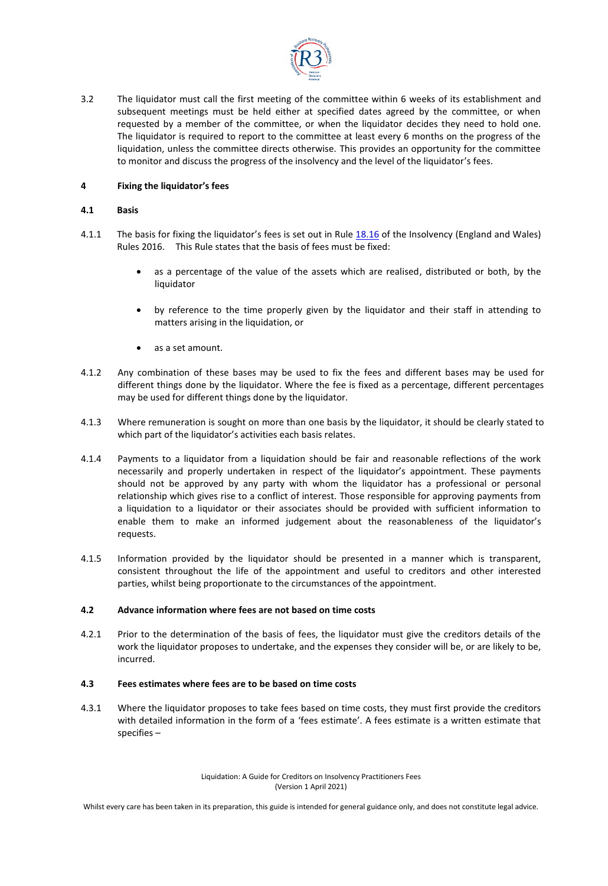3.2 The liquidator must call the first meeting of the committee within 6 weeks of its establishment and subsequent meetings must be held either at specified dates agreed by the committee, or when requested by a member of the committee, or when the liquidator decides they need to hold one. The liquidator is required to report to the committee at least every 6 months on the progress of the liquidation, unless the committee directs otherwise. This provides an opportunity for the committee to monitor and discuss the progress of the insolvency and the level of the liquidator's fees.

## 4 Fixing the liquidator's fees

### 4.1 Basis

4.1.1 The basis for fixing the liquidator's fees is set out in Rule 18.16 of the Insolvency (England and Wales) Rules 2016. This Rule states that the basis of fees must be fixed:

- as a percentage of the value of the assets which are realised, distributed or both, by the liquidator
- by reference to the time properly given by the liquidator and their staff in attending to matters arising in the liquidation, or
- as a set amount.

4.1.2 Any combination of these bases may be used to fix the fees and different bases may be used for different things done by the liquidator. Where the fee is fixed as a percentage, different percentages may be used for different things done by the liquidator.

4.1.3 Where remuneration is sought on more than one basis by the liquidator, it should be clearly stated to which part of the liquidator's activities each basis relates.

4.1.4 Payments to a liquidator from a liquidation should be fair and reasonable reflections of the work necessarily and properly undertaken in respect of the liquidator's appointment. These payments should not be approved by any party with whom the liquidator has a professional or personal relationship which gives rise to a conflict of interest. Those responsible for approving payments from a liquidation to a liquidator or their associates should be provided with sufficient information to enable them to make an informed judgement about the reasonableness of the liquidator's requests.

4.1.5 Information provided by the liquidator should be presented in a manner which is transparent, consistent throughout the life of the appointment and useful to creditors and other interested parties, whilst being proportionate to the circumstances of the appointment.

### 4.2 Advance information where fees are not based on time costs

4.2.1 Prior to the determination of the basis of fees, the liquidator must give the creditors details of the work the liquidator proposes to undertake, and the expenses they consider will be, or are likely to be, incurred.

### 4.3 Fees estimates where fees are to be based on time costs

4.3.1 Where the liquidator proposes to take fees based on time costs, they must first provide the creditors with detailed information in the form of a 'fees estimate'. A fees estimate is a written estimate that specifies –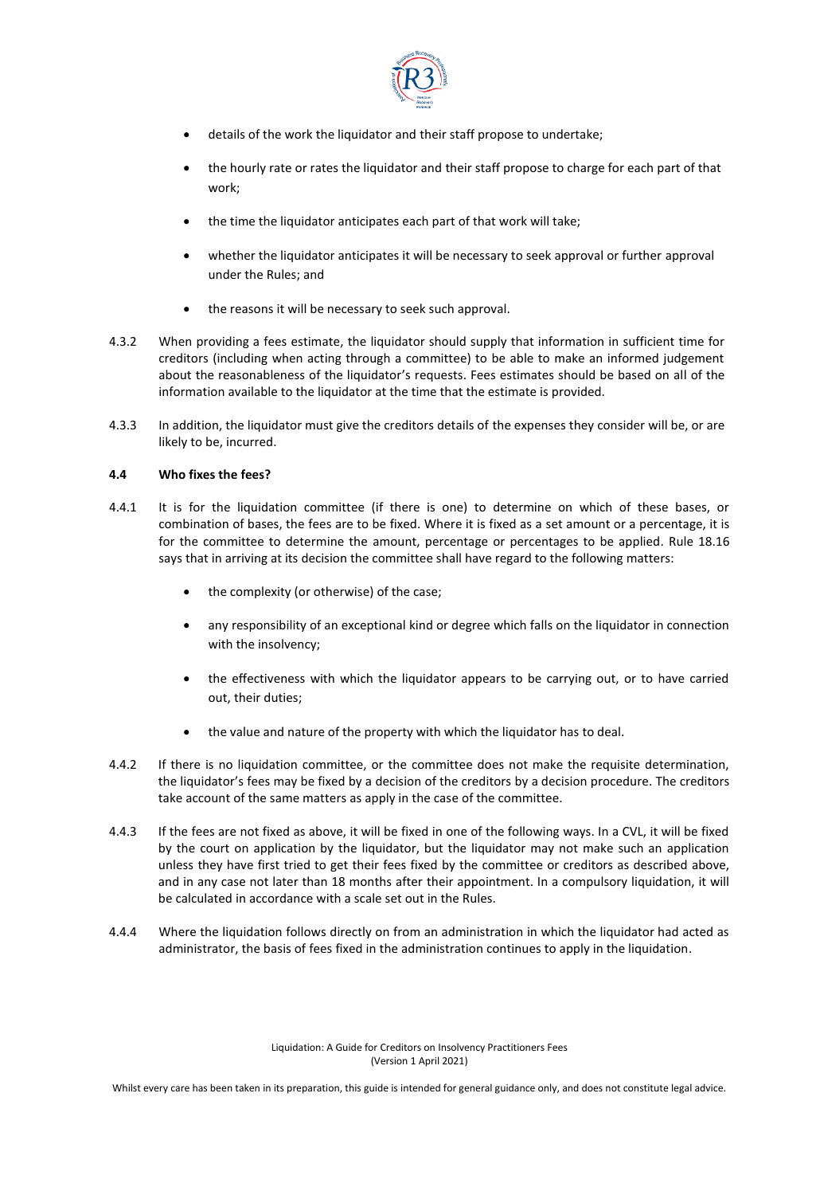- details of the work the liquidator and their staff propose to undertake;
- the hourly rate or rates the liquidator and their staff propose to charge for each part of that work;
- the time the liquidator anticipates each part of that work will take;
- whether the liquidator anticipates it will be necessary to seek approval or further approval under the Rules; and
- the reasons it will be necessary to seek such approval.

4.3.2 When providing a fees estimate, the liquidator should supply that information in sufficient time for creditors (including when acting through a committee) to be able to make an informed judgement about the reasonableness of the liquidator's requests. Fees estimates should be based on all of the information available to the liquidator at the time that the estimate is provided.

4.3.3 In addition, the liquidator must give the creditors details of the expenses they consider will be, or are likely to be, incurred.

**4.4 Who fixes the fees?**

4.4.1 It is for the liquidation committee (if there is one) to determine on which of these bases, or combination of bases, the fees are to be fixed. Where it is fixed as a set amount or a percentage, it is for the committee to determine the amount, percentage or percentages to be applied. Rule 18.16 says that in arriving at its decision the committee shall have regard to the following matters:

- the complexity (or otherwise) of the case;
- any responsibility of an exceptional kind or degree which falls on the liquidator in connection with the insolvency;
- the effectiveness with which the liquidator appears to be carrying out, or to have carried out, their duties;
- the value and nature of the property with which the liquidator has to deal.

4.4.2 If there is no liquidation committee, or the committee does not make the requisite determination, the liquidator's fees may be fixed by a decision of the creditors by a decision procedure. The creditors take account of the same matters as apply in the case of the committee.

4.4.3 If the fees are not fixed as above, it will be fixed in one of the following ways. In a CVL, it will be fixed by the court on application by the liquidator, but the liquidator may not make such an application unless they have first tried to get their fees fixed by the committee or creditors as described above, and in any case not later than 18 months after their appointment. In a compulsory liquidation, it will be calculated in accordance with a scale set out in the Rules.

4.4.4 Where the liquidation follows directly on from an administration in which the liquidator had acted as administrator, the basis of fees fixed in the administration continues to apply in the liquidation.

Whilst every care has been taken in its preparation, this guide is intended for general guidance only, and does not constitute legal advice.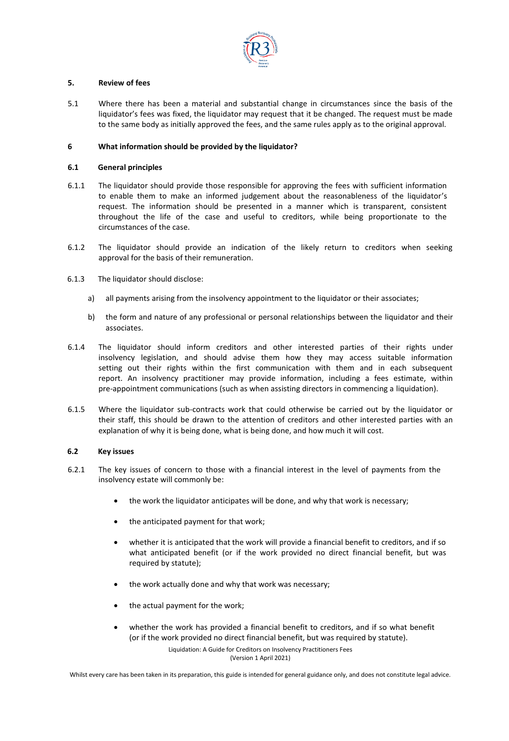## 5. Review of fees

5.1 Where there has been a material and substantial change in circumstances since the basis of the liquidator's fees was fixed, the liquidator may request that it be changed. The request must be made to the same body as initially approved the fees, and the same rules apply as to the original approval.

## 6 What information should be provided by the liquidator?

### 6.1 General principles

6.1.1 The liquidator should provide those responsible for approving the fees with sufficient information to enable them to make an informed judgement about the reasonableness of the liquidator's request. The information should be presented in a manner which is transparent, consistent throughout the life of the case and useful to creditors, while being proportionate to the circumstances of the case.

6.1.2 The liquidator should provide an indication of the likely return to creditors when seeking approval for the basis of their remuneration.

6.1.3 The liquidator should disclose:

a) all payments arising from the insolvency appointment to the liquidator or their associates;

b) the form and nature of any professional or personal relationships between the liquidator and their associates.

6.1.4 The liquidator should inform creditors and other interested parties of their rights under insolvency legislation, and should advise them how they may access suitable information setting out their rights within the first communication with them and in each subsequent report. An insolvency practitioner may provide information, including a fees estimate, within pre-appointment communications (such as when assisting directors in commencing a liquidation).

6.1.5 Where the liquidator sub-contracts work that could otherwise be carried out by the liquidator or their staff, this should be drawn to the attention of creditors and other interested parties with an explanation of why it is being done, what is being done, and how much it will cost.

### 6.2 Key issues

6.2.1 The key issues of concern to those with a financial interest in the level of payments from the insolvency estate will commonly be:

- the work the liquidator anticipates will be done, and why that work is necessary;
- the anticipated payment for that work;
- whether it is anticipated that the work will provide a financial benefit to creditors, and if so what anticipated benefit (or if the work provided no direct financial benefit, but was required by statute);
- the work actually done and why that work was necessary;
- the actual payment for the work;
- whether the work has provided a financial benefit to creditors, and if so what benefit (or if the work provided no direct financial benefit, but was required by statute).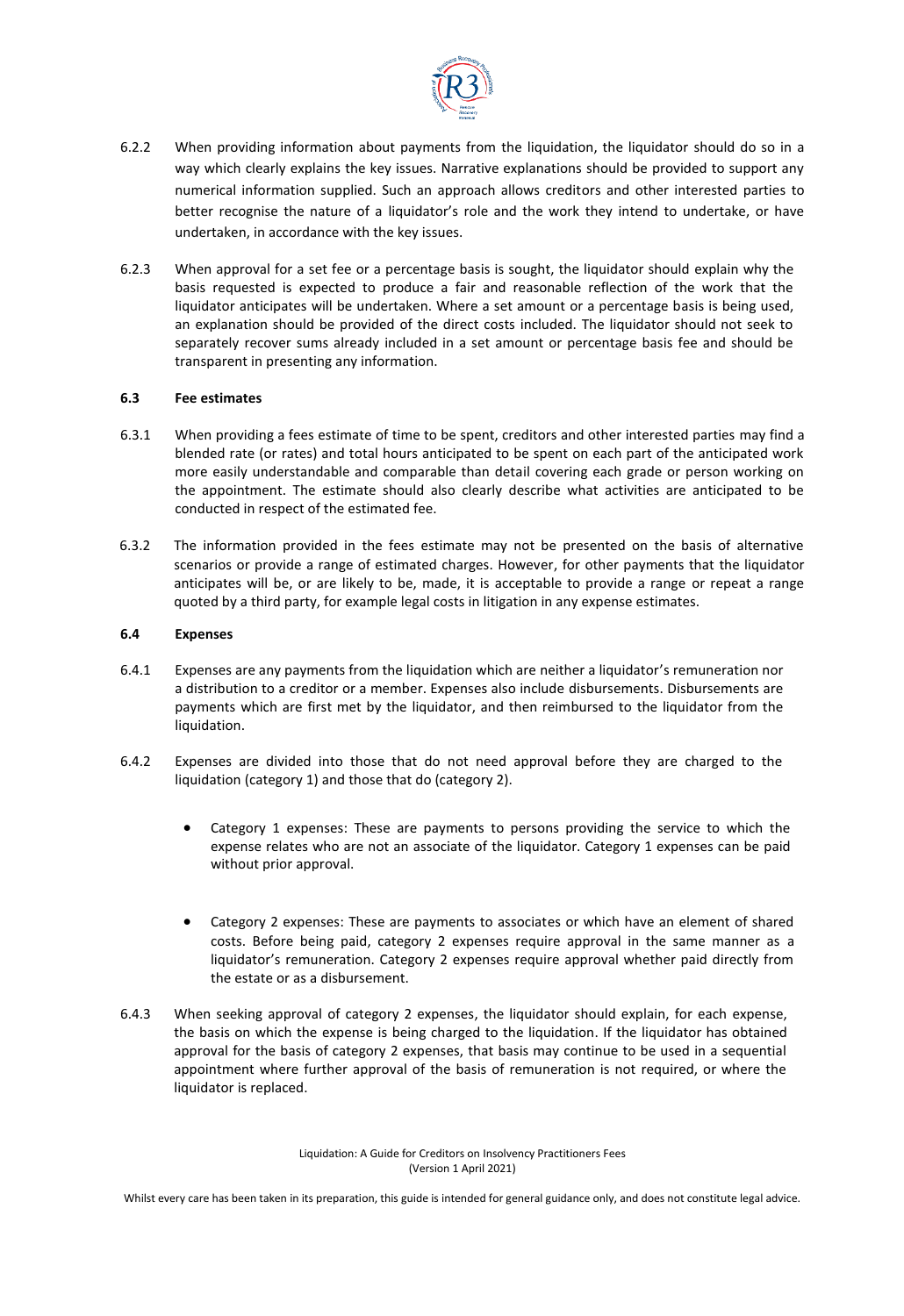6.2.2 When providing information about payments from the liquidation, the liquidator should do so in a way which clearly explains the key issues. Narrative explanations should be provided to support any numerical information supplied. Such an approach allows creditors and other interested parties to better recognise the nature of a liquidator's role and the work they intend to undertake, or have undertaken, in accordance with the key issues.

6.2.3 When approval for a set fee or a percentage basis is sought, the liquidator should explain why the basis requested is expected to produce a fair and reasonable reflection of the work that the liquidator anticipates will be undertaken. Where a set amount or a percentage basis is being used, an explanation should be provided of the direct costs included. The liquidator should not seek to separately recover sums already included in a set amount or percentage basis fee and should be transparent in presenting any information.

### 6.3 Fee estimates

6.3.1 When providing a fees estimate of time to be spent, creditors and other interested parties may find a blended rate (or rates) and total hours anticipated to be spent on each part of the anticipated work more easily understandable and comparable than detail covering each grade or person working on the appointment. The estimate should also clearly describe what activities are anticipated to be conducted in respect of the estimated fee.

6.3.2 The information provided in the fees estimate may not be presented on the basis of alternative scenarios or provide a range of estimated charges. However, for other payments that the liquidator anticipates will be, or are likely to be, made, it is acceptable to provide a range or repeat a range quoted by a third party, for example legal costs in litigation in any expense estimates.

### 6.4 Expenses

6.4.1 Expenses are any payments from the liquidation which are neither a liquidator's remuneration nor a distribution to a creditor or a member. Expenses also include disbursements. Disbursements are payments which are first met by the liquidator, and then reimbursed to the liquidator from the liquidation.

6.4.2 Expenses are divided into those that do not need approval before they are charged to the liquidation (category 1) and those that do (category 2).

- Category 1 expenses: These are payments to persons providing the service to which the expense relates who are not an associate of the liquidator. Category 1 expenses can be paid without prior approval.

- Category 2 expenses: These are payments to associates or which have an element of shared costs. Before being paid, category 2 expenses require approval in the same manner as a liquidator's remuneration. Category 2 expenses require approval whether paid directly from the estate or as a disbursement.

6.4.3 When seeking approval of category 2 expenses, the liquidator should explain, for each expense, the basis on which the expense is being charged to the liquidation. If the liquidator has obtained approval for the basis of category 2 expenses, that basis may continue to be used in a sequential appointment where further approval of the basis of remuneration is not required, or where the liquidator is replaced.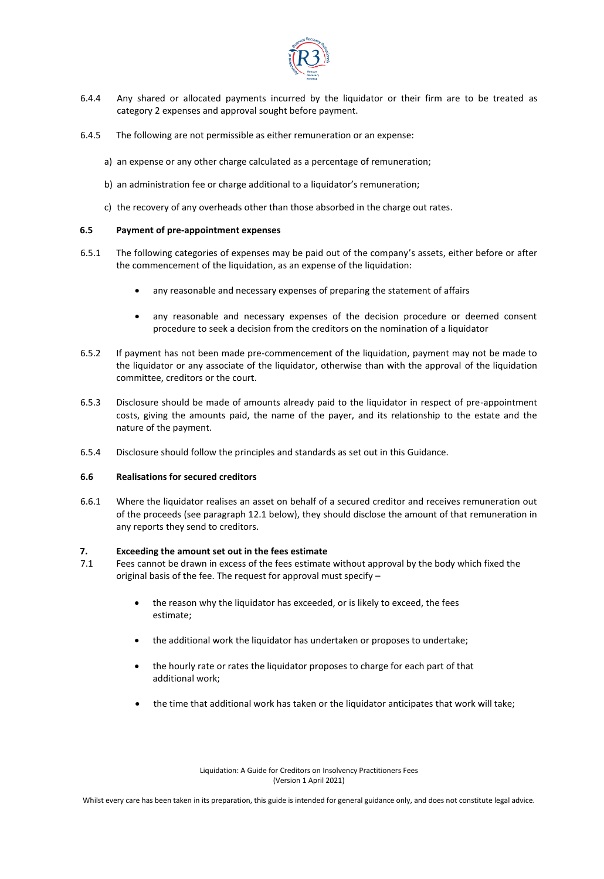6.4.4 Any shared or allocated payments incurred by the liquidator or their firm are to be treated as category 2 expenses and approval sought before payment.

6.4.5 The following are not permissible as either remuneration or an expense:

a) an expense or any other charge calculated as a percentage of remuneration;

b) an administration fee or charge additional to a liquidator's remuneration;

c) the recovery of any overheads other than those absorbed in the charge out rates.

**6.5 Payment of pre-appointment expenses**

6.5.1 The following categories of expenses may be paid out of the company's assets, either before or after the commencement of the liquidation, as an expense of the liquidation:

- any reasonable and necessary expenses of preparing the statement of affairs
- any reasonable and necessary expenses of the decision procedure or deemed consent procedure to seek a decision from the creditors on the nomination of a liquidator

6.5.2 If payment has not been made pre-commencement of the liquidation, payment may not be made to the liquidator or any associate of the liquidator, otherwise than with the approval of the liquidation committee, creditors or the court.

6.5.3 Disclosure should be made of amounts already paid to the liquidator in respect of pre-appointment costs, giving the amounts paid, the name of the payer, and its relationship to the estate and the nature of the payment.

6.5.4 Disclosure should follow the principles and standards as set out in this Guidance.

**6.6 Realisations for secured creditors**

6.6.1 Where the liquidator realises an asset on behalf of a secured creditor and receives remuneration out of the proceeds (see paragraph 12.1 below), they should disclose the amount of that remuneration in any reports they send to creditors.

**7. Exceeding the amount set out in the fees estimate**

7.1 Fees cannot be drawn in excess of the fees estimate without approval by the body which fixed the original basis of the fee. The request for approval must specify –

- the reason why the liquidator has exceeded, or is likely to exceed, the fees estimate;
- the additional work the liquidator has undertaken or proposes to undertake;
- the hourly rate or rates the liquidator proposes to charge for each part of that additional work;
- the time that additional work has taken or the liquidator anticipates that work will take;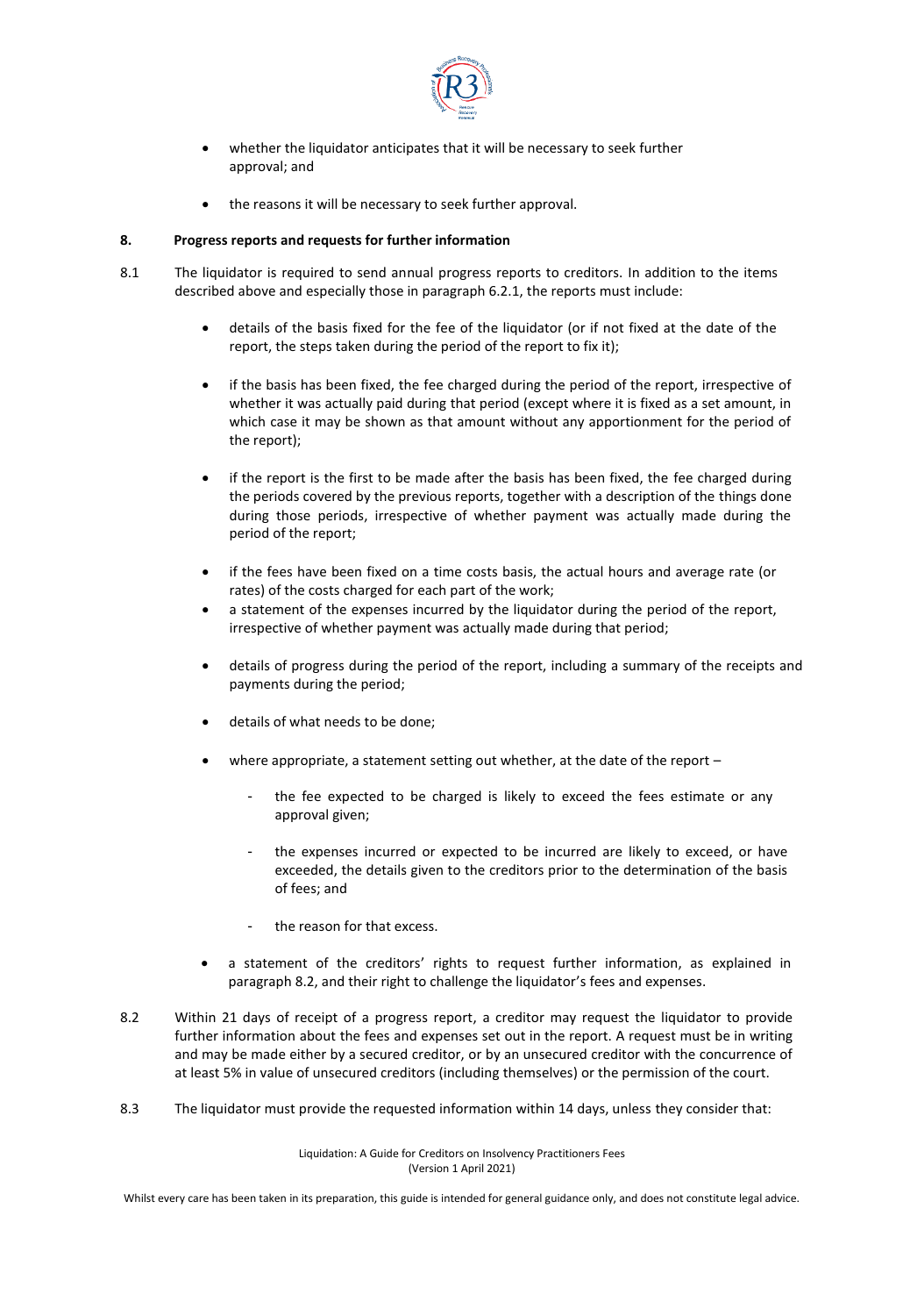- whether the liquidator anticipates that it will be necessary to seek further approval; and

- the reasons it will be necessary to seek further approval.

## 8. Progress reports and requests for further information

8.1 The liquidator is required to send annual progress reports to creditors. In addition to the items described above and especially those in paragraph 6.2.1, the reports must include:

- details of the basis fixed for the fee of the liquidator (or if not fixed at the date of the report, the steps taken during the period of the report to fix it);

- if the basis has been fixed, the fee charged during the period of the report, irrespective of whether it was actually paid during that period (except where it is fixed as a set amount, in which case it may be shown as that amount without any apportionment for the period of the report);

- if the report is the first to be made after the basis has been fixed, the fee charged during the periods covered by the previous reports, together with a description of the things done during those periods, irrespective of whether payment was actually made during the period of the report;

- if the fees have been fixed on a time costs basis, the actual hours and average rate (or rates) of the costs charged for each part of the work;
- a statement of the expenses incurred by the liquidator during the period of the report, irrespective of whether payment was actually made during that period;

- details of progress during the period of the report, including a summary of the receipts and payments during the period;

- details of what needs to be done;

- where appropriate, a statement setting out whether, at the date of the report –

    - the fee expected to be charged is likely to exceed the fees estimate or any approval given;

    - the expenses incurred or expected to be incurred are likely to exceed, or have exceeded, the details given to the creditors prior to the determination of the basis of fees; and

    - the reason for that excess.

- a statement of the creditors' rights to request further information, as explained in paragraph 8.2, and their right to challenge the liquidator's fees and expenses.

8.2 Within 21 days of receipt of a progress report, a creditor may request the liquidator to provide further information about the fees and expenses set out in the report. A request must be in writing and may be made either by a secured creditor, or by an unsecured creditor with the concurrence of at least 5% in value of unsecured creditors (including themselves) or the permission of the court.

8.3 The liquidator must provide the requested information within 14 days, unless they consider that: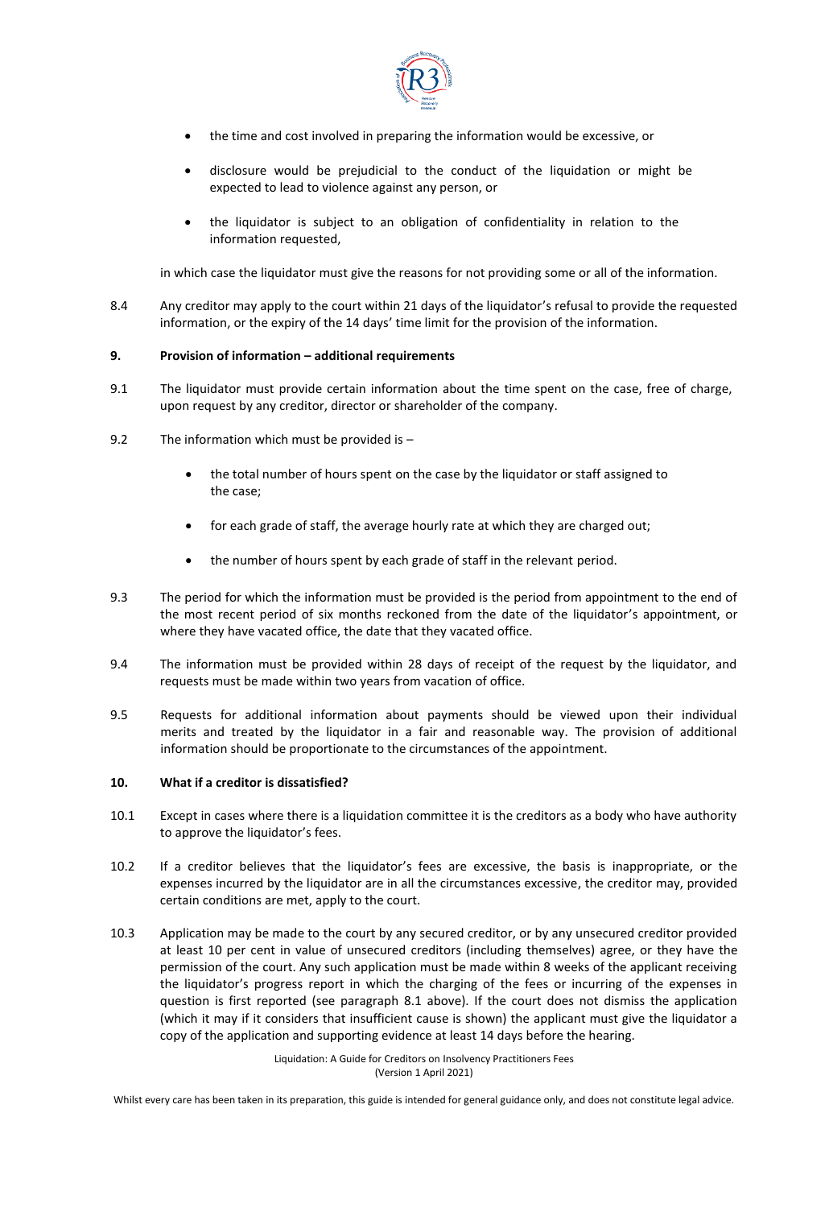- the time and cost involved in preparing the information would be excessive, or

- disclosure would be prejudicial to the conduct of the liquidation or might be expected to lead to violence against any person, or

- the liquidator is subject to an obligation of confidentiality in relation to the information requested,

in which case the liquidator must give the reasons for not providing some or all of the information.

8.4 Any creditor may apply to the court within 21 days of the liquidator's refusal to provide the requested information, or the expiry of the 14 days' time limit for the provision of the information.

**9. Provision of information – additional requirements**

9.1 The liquidator must provide certain information about the time spent on the case, free of charge, upon request by any creditor, director or shareholder of the company.

9.2 The information which must be provided is –

- the total number of hours spent on the case by the liquidator or staff assigned to the case;

- for each grade of staff, the average hourly rate at which they are charged out;

- the number of hours spent by each grade of staff in the relevant period.

9.3 The period for which the information must be provided is the period from appointment to the end of the most recent period of six months reckoned from the date of the liquidator's appointment, or where they have vacated office, the date that they vacated office.

9.4 The information must be provided within 28 days of receipt of the request by the liquidator, and requests must be made within two years from vacation of office.

9.5 Requests for additional information about payments should be viewed upon their individual merits and treated by the liquidator in a fair and reasonable way. The provision of additional information should be proportionate to the circumstances of the appointment.

**10. What if a creditor is dissatisfied?**

10.1 Except in cases where there is a liquidation committee it is the creditors as a body who have authority to approve the liquidator's fees.

10.2 If a creditor believes that the liquidator's fees are excessive, the basis is inappropriate, or the expenses incurred by the liquidator are in all the circumstances excessive, the creditor may, provided certain conditions are met, apply to the court.

10.3 Application may be made to the court by any secured creditor, or by any unsecured creditor provided at least 10 per cent in value of unsecured creditors (including themselves) agree, or they have the permission of the court. Any such application must be made within 8 weeks of the applicant receiving the liquidator's progress report in which the charging of the fees or incurring of the expenses in question is first reported (see paragraph 8.1 above). If the court does not dismiss the application (which it may if it considers that insufficient cause is shown) the applicant must give the liquidator a copy of the application and supporting evidence at least 14 days before the hearing.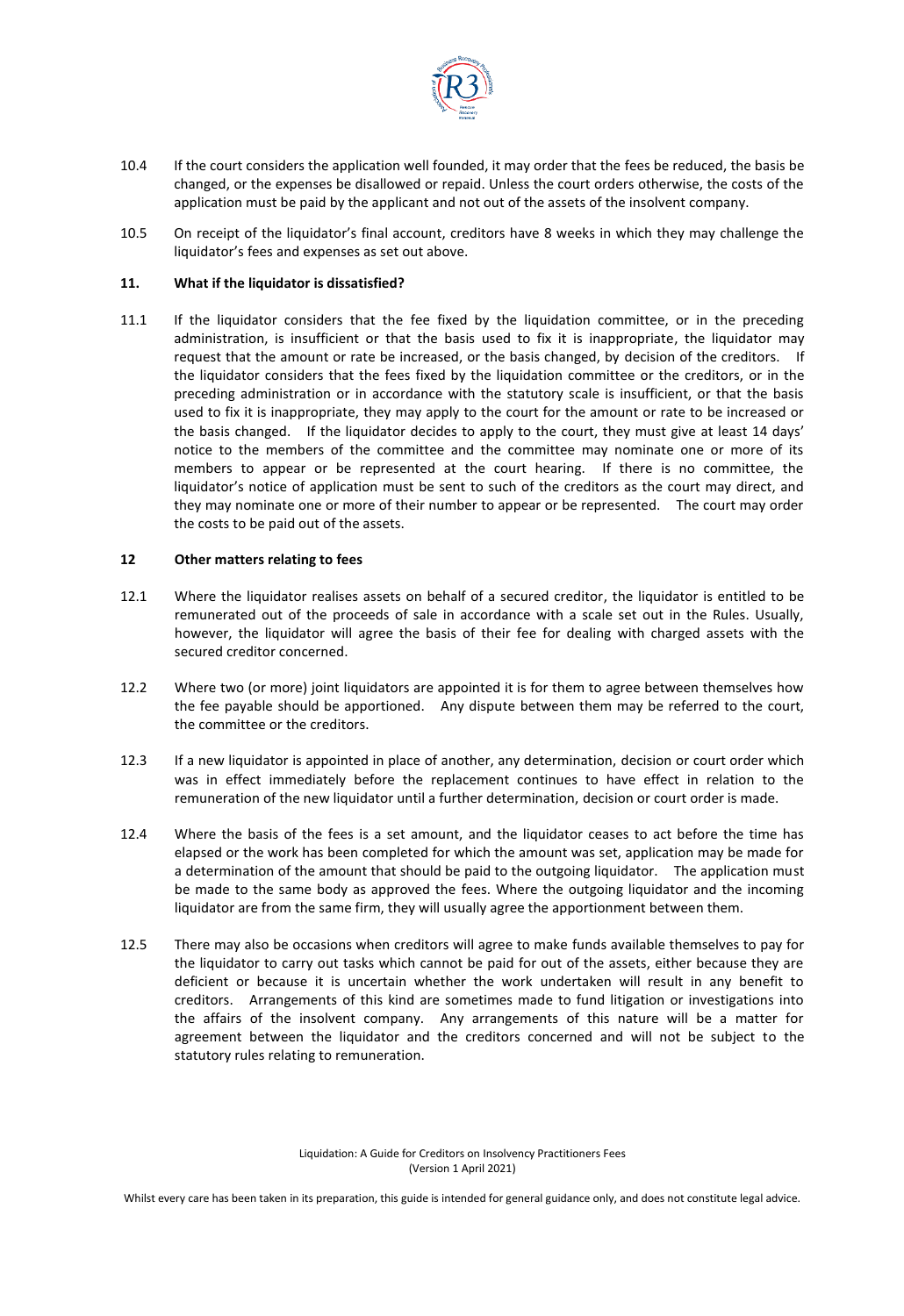10.4 If the court considers the application well founded, it may order that the fees be reduced, the basis be changed, or the expenses be disallowed or repaid. Unless the court orders otherwise, the costs of the application must be paid by the applicant and not out of the assets of the insolvent company.

10.5 On receipt of the liquidator's final account, creditors have 8 weeks in which they may challenge the liquidator's fees and expenses as set out above.

### 11. What if the liquidator is dissatisfied?

11.1 If the liquidator considers that the fee fixed by the liquidation committee, or in the preceding administration, is insufficient or that the basis used to fix it is inappropriate, the liquidator may request that the amount or rate be increased, or the basis changed, by decision of the creditors. If the liquidator considers that the fees fixed by the liquidation committee or the creditors, or in the preceding administration or in accordance with the statutory scale is insufficient, or that the basis used to fix it is inappropriate, they may apply to the court for the amount or rate to be increased or the basis changed. If the liquidator decides to apply to the court, they must give at least 14 days' notice to the members of the committee and the committee may nominate one or more of its members to appear or be represented at the court hearing. If there is no committee, the liquidator's notice of application must be sent to such of the creditors as the court may direct, and they may nominate one or more of their number to appear or be represented. The court may order the costs to be paid out of the assets.

### 12 Other matters relating to fees

12.1 Where the liquidator realises assets on behalf of a secured creditor, the liquidator is entitled to be remunerated out of the proceeds of sale in accordance with a scale set out in the Rules. Usually, however, the liquidator will agree the basis of their fee for dealing with charged assets with the secured creditor concerned.

12.2 Where two (or more) joint liquidators are appointed it is for them to agree between themselves how the fee payable should be apportioned. Any dispute between them may be referred to the court, the committee or the creditors.

12.3 If a new liquidator is appointed in place of another, any determination, decision or court order which was in effect immediately before the replacement continues to have effect in relation to the remuneration of the new liquidator until a further determination, decision or court order is made.

12.4 Where the basis of the fees is a set amount, and the liquidator ceases to act before the time has elapsed or the work has been completed for which the amount was set, application may be made for a determination of the amount that should be paid to the outgoing liquidator. The application must be made to the same body as approved the fees. Where the outgoing liquidator and the incoming liquidator are from the same firm, they will usually agree the apportionment between them.

12.5 There may also be occasions when creditors will agree to make funds available themselves to pay for the liquidator to carry out tasks which cannot be paid for out of the assets, either because they are deficient or because it is uncertain whether the work undertaken will result in any benefit to creditors. Arrangements of this kind are sometimes made to fund litigation or investigations into the affairs of the insolvent company. Any arrangements of this nature will be a matter for agreement between the liquidator and the creditors concerned and will not be subject to the statutory rules relating to remuneration.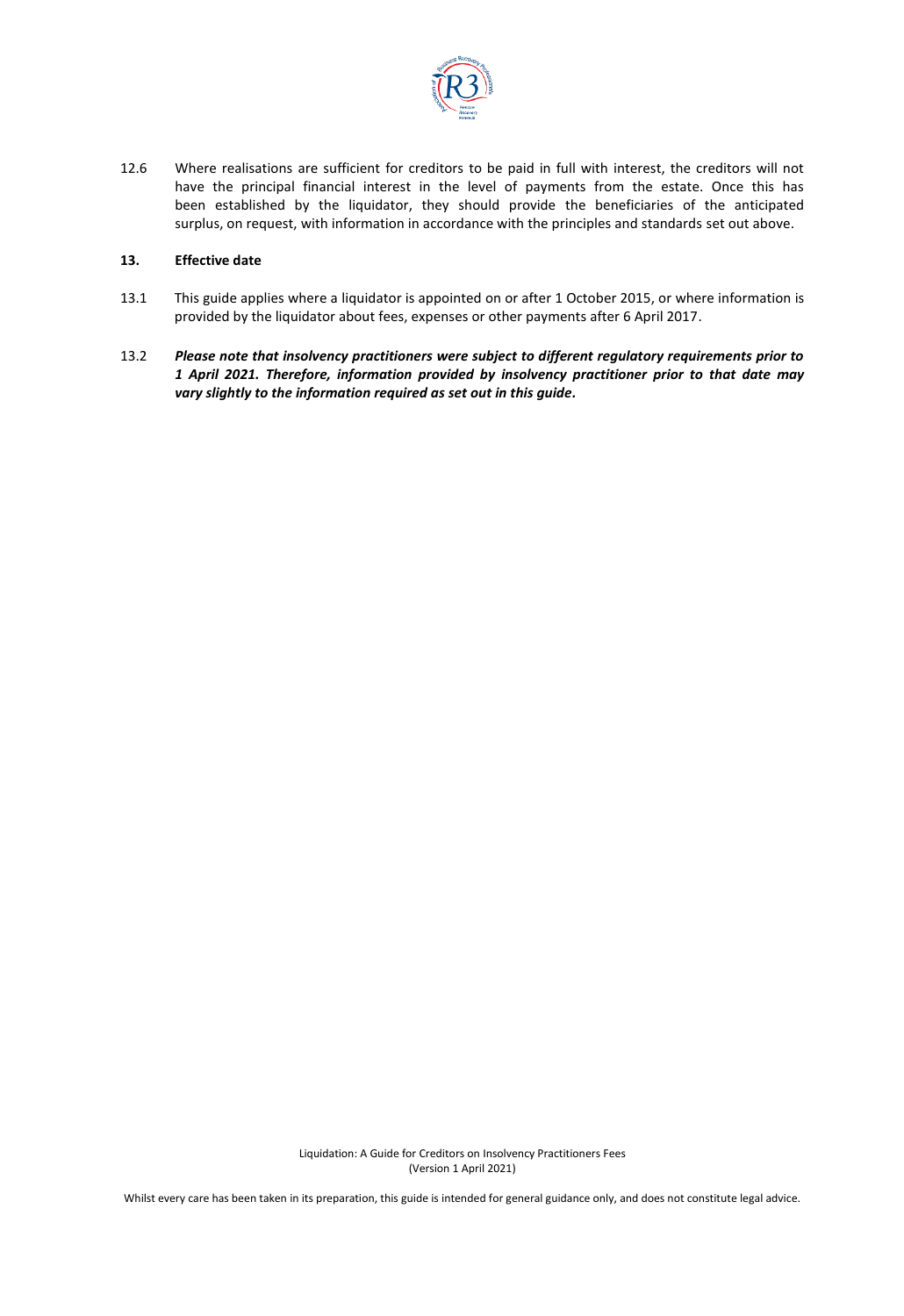12.6 Where realisations are sufficient for creditors to be paid in full with interest, the creditors will not have the principal financial interest in the level of payments from the estate. Once this has been established by the liquidator, they should provide the beneficiaries of the anticipated surplus, on request, with information in accordance with the principles and standards set out above.

## 13. Effective date

13.1 This guide applies where a liquidator is appointed on or after 1 October 2015, or where information is provided by the liquidator about fees, expenses or other payments after 6 April 2017.

13.2 ***Please note that insolvency practitioners were subject to different regulatory requirements prior to 1 April 2021. Therefore, information provided by insolvency practitioner prior to that date may vary slightly to the information required as set out in this guide.***